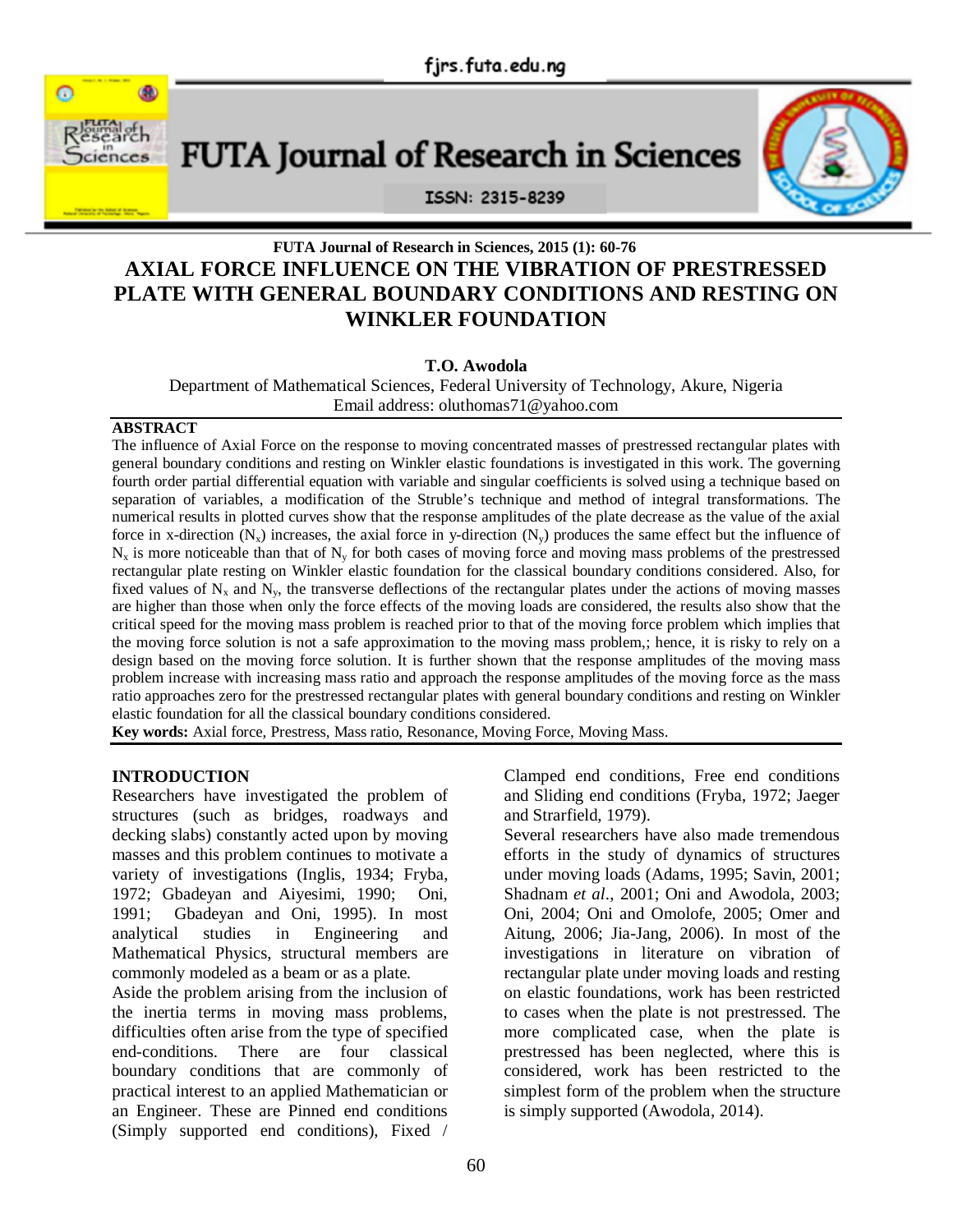# AXIAL FORCE INFLUENCE ON THE VIBRATION OF PRESTRESSED PLATE WITH GENERAL BOUNDARY CONDITIONS AND RESTING ON WINKLER FOUNDATION

**T.O. Awodola**

Department of Mathematical Sciences, Federal University of Technology, Akure, Nigeria
Email address: oluthomas71@yahoo.com

## ABSTRACT

The influence of Axial Force on the response to moving concentrated masses of prestressed rectangular plates with general boundary conditions and resting on Winkler elastic foundations is investigated in this work. The governing fourth order partial differential equation with variable and singular coefficients is solved using a technique based on separation of variables, a modification of the Struble's technique and method of integral transformations. The numerical results in plotted curves show that the response amplitudes of the plate decrease as the value of the axial force in x-direction ($N_x$) increases, the axial force in y-direction ($N_y$) produces the same effect but the influence of $N_x$ is more noticeable than that of $N_y$ for both cases of moving force and moving mass problems of the prestressed rectangular plate resting on Winkler elastic foundation for the classical boundary conditions considered. Also, for fixed values of $N_x$ and $N_y$, the transverse deflections of the rectangular plates under the actions of moving masses are higher than those when only the force effects of the moving loads are considered, the results also show that the critical speed for the moving mass problem is reached prior to that of the moving force problem which implies that the moving force solution is not a safe approximation to the moving mass problem,; hence, it is risky to rely on a design based on the moving force solution. It is further shown that the response amplitudes of the moving mass problem increase with increasing mass ratio and approach the response amplitudes of the moving force as the mass ratio approaches zero for the prestressed rectangular plates with general boundary conditions and resting on Winkler elastic foundation for all the classical boundary conditions considered.

**Key words:** Axial force, Prestress, Mass ratio, Resonance, Moving Force, Moving Mass.

## INTRODUCTION

Researchers have investigated the problem of structures (such as bridges, roadways and decking slabs) constantly acted upon by moving masses and this problem continues to motivate a variety of investigations (Inglis, 1934; Fryba, 1972; Gbadeyan and Aiyesimi, 1990; Oni, 1991; Gbadeyan and Oni, 1995). In most analytical studies in Engineering and Mathematical Physics, structural members are commonly modeled as a beam or as a plate.

Aside the problem arising from the inclusion of the inertia terms in moving mass problems, difficulties often arise from the type of specified end-conditions. There are four classical boundary conditions that are commonly of practical interest to an applied Mathematician or an Engineer. These are Pinned end conditions (Simply supported end conditions), Fixed / Clamped end conditions, Free end conditions and Sliding end conditions (Fryba, 1972; Jaeger and Strarfield, 1979).

Several researchers have also made tremendous efforts in the study of dynamics of structures under moving loads (Adams, 1995; Savin, 2001; Shadnam *et al*., 2001; Oni and Awodola, 2003; Oni, 2004; Oni and Omolofe, 2005; Omer and Aitung, 2006; Jia-Jang, 2006). In most of the investigations in literature on vibration of rectangular plate under moving loads and resting on elastic foundations, work has been restricted to cases when the plate is not prestressed. The more complicated case, when the plate is prestressed has been neglected, where this is considered, work has been restricted to the simplest form of the problem when the structure is simply supported (Awodola, 2014).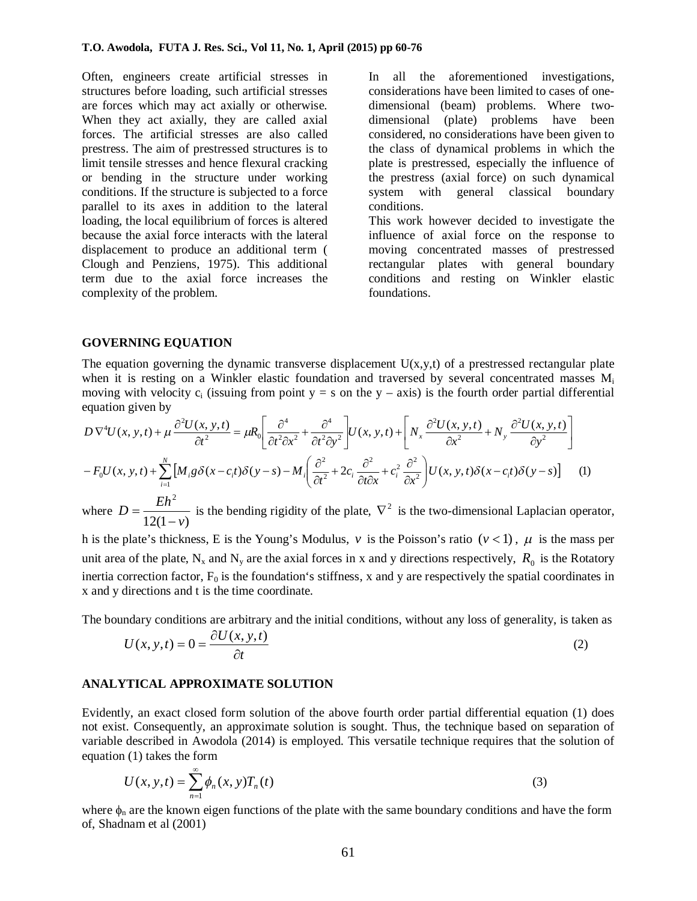Often, engineers create artificial stresses in structures before loading, such artificial stresses are forces which may act axially or otherwise. When they act axially, they are called axial forces. The artificial stresses are also called prestress. The aim of prestressed structures is to limit tensile stresses and hence flexural cracking or bending in the structure under working conditions. If the structure is subjected to a force parallel to its axes in addition to the lateral loading, the local equilibrium of forces is altered because the axial force interacts with the lateral displacement to produce an additional term ( Clough and Penziens, 1975). This additional term due to the axial force increases the complexity of the problem.

In all the aforementioned investigations, considerations have been limited to cases of one-dimensional (beam) problems. Where two-dimensional (plate) problems have been considered, no considerations have been given to the class of dynamical problems in which the plate is prestressed, especially the influence of the prestress (axial force) on such dynamical system with general classical boundary conditions.

This work however decided to investigate the influence of axial force on the response to moving concentrated masses of prestressed rectangular plates with general boundary conditions and resting on Winkler elastic foundations.

## GOVERNING EQUATION

The equation governing the dynamic transverse displacement U(x,y,t) of a prestressed rectangular plate when it is resting on a Winkler elastic foundation and traversed by several concentrated masses $M_i$ moving with velocity $c_i$ (issuing from point y = s on the y – axis) is the fourth order partial differential equation given by

$$D\nabla^4 U(x,y,t) + \mu\frac{\partial^2 U(x,y,t)}{\partial t^2} = \mu R_0\left[\frac{\partial^4}{\partial t^2\partial x^2}+\frac{\partial^4}{\partial t^2\partial y^2}\right]U(x,y,t) + \left[N_x\frac{\partial^2 U(x,y,t)}{\partial x^2}+N_y\frac{\partial^2 U(x,y,t)}{\partial y^2}\right]$$
$$-F_0 U(x,y,t) + \sum_{i=1}^{N}\left[M_i g\delta(x-c_i t)\delta(y-s) - M_i\left(\frac{\partial^2}{\partial t^2}+2c_i\frac{\partial^2}{\partial t\partial x}+c_i^2\frac{\partial^2}{\partial x^2}\right)U(x,y,t)\delta(x-c_i t)\delta(y-s)\right] \quad (1)$$

where $D=\dfrac{Eh^2}{12(1-v)}$ is the bending rigidity of the plate, $\nabla^2$ is the two-dimensional Laplacian operator, h is the plate's thickness, E is the Young's Modulus, $v$ is the Poisson's ratio $(v<1)$, $\mu$ is the mass per unit area of the plate, $N_x$ and $N_y$ are the axial forces in x and y directions respectively, $R_0$ is the Rotatory inertia correction factor, $F_0$ is the foundation's stiffness, x and y are respectively the spatial coordinates in x and y directions and t is the time coordinate.

The boundary conditions are arbitrary and the initial conditions, without any loss of generality, is taken as

$$U(x,y,t) = 0 = \frac{\partial U(x,y,t)}{\partial t} \quad (2)$$

## ANALYTICAL APPROXIMATE SOLUTION

Evidently, an exact closed form solution of the above fourth order partial differential equation (1) does not exist. Consequently, an approximate solution is sought. Thus, the technique based on separation of variable described in Awodola (2014) is employed. This versatile technique requires that the solution of equation (1) takes the form

$$U(x,y,t) = \sum_{n=1}^{\infty}\phi_n(x,y)T_n(t) \quad (3)$$

where $\phi_n$ are the known eigen functions of the plate with the same boundary conditions and have the form of, Shadnam et al (2001)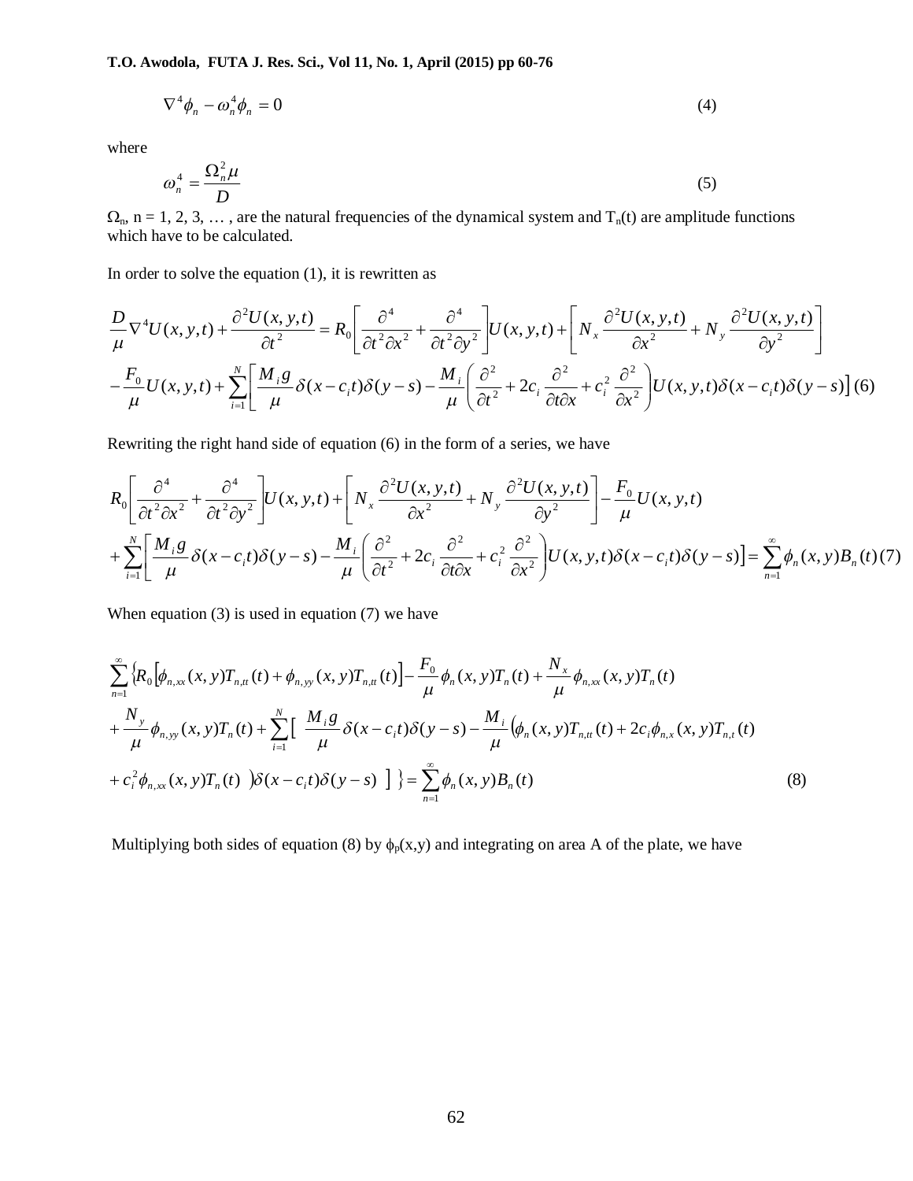$$\nabla^4 \phi_n - \omega_n^4 \phi_n = 0 \tag{4}$$

where

$$\omega_n^4 = \frac{\Omega_n^2 \mu}{D} \tag{5}$$

$\Omega_n$, n = 1, 2, 3, … , are the natural frequencies of the dynamical system and $T_n(t)$ are amplitude functions which have to be calculated.

In order to solve the equation (1), it is rewritten as

$$\frac{D}{\mu}\nabla^4 U(x,y,t) + \frac{\partial^2 U(x,y,t)}{\partial t^2} = R_0\left[\frac{\partial^4}{\partial t^2 \partial x^2} + \frac{\partial^4}{\partial t^2 \partial y^2}\right]U(x,y,t) + \left[N_x \frac{\partial^2 U(x,y,t)}{\partial x^2} + N_y \frac{\partial^2 U(x,y,t)}{\partial y^2}\right]$$
$$-\frac{F_0}{\mu}U(x,y,t) + \sum_{i=1}^{N}\left[\frac{M_i g}{\mu}\delta(x-c_i t)\delta(y-s) - \frac{M_i}{\mu}\left(\frac{\partial^2}{\partial t^2} + 2c_i\frac{\partial^2}{\partial t \partial x} + c_i^2\frac{\partial^2}{\partial x^2}\right)U(x,y,t)\delta(x-c_i t)\delta(y-s)\right] \tag{6}$$

Rewriting the right hand side of equation (6) in the form of a series, we have

$$R_0\left[\frac{\partial^4}{\partial t^2 \partial x^2} + \frac{\partial^4}{\partial t^2 \partial y^2}\right]U(x,y,t) + \left[N_x \frac{\partial^2 U(x,y,t)}{\partial x^2} + N_y \frac{\partial^2 U(x,y,t)}{\partial y^2}\right] - \frac{F_0}{\mu}U(x,y,t)$$
$$+\sum_{i=1}^{N}\left[\frac{M_i g}{\mu}\delta(x-c_i t)\delta(y-s) - \frac{M_i}{\mu}\left(\frac{\partial^2}{\partial t^2} + 2c_i\frac{\partial^2}{\partial t \partial x} + c_i^2\frac{\partial^2}{\partial x^2}\right)U(x,y,t)\delta(x-c_i t)\delta(y-s)\right] = \sum_{n=1}^{\infty}\phi_n(x,y)B_n(t) \tag{7}$$

When equation (3) is used in equation (7) we have

$$\sum_{n=1}^{\infty}\Big\{R_0\left[\phi_{n,xx}(x,y)T_{n,tt}(t) + \phi_{n,yy}(x,y)T_{n,tt}(t)\right] - \frac{F_0}{\mu}\phi_n(x,y)T_n(t) + \frac{N_x}{\mu}\phi_{n,xx}(x,y)T_n(t)$$
$$+\frac{N_y}{\mu}\phi_{n,yy}(x,y)T_n(t) + \sum_{i=1}^{N}\Big[\frac{M_i g}{\mu}\delta(x-c_i t)\delta(y-s) - \frac{M_i}{\mu}\big(\phi_n(x,y)T_{n,tt}(t) + 2c_i\phi_{n,x}(x,y)T_{n,t}(t)$$
$$+c_i^2\phi_{n,xx}(x,y)T_n(t)\big)\delta(x-c_i t)\delta(y-s)\Big]\Big\} = \sum_{n=1}^{\infty}\phi_n(x,y)B_n(t) \tag{8}$$

Multiplying both sides of equation (8) by $\phi_p(x,y)$ and integrating on area A of the plate, we have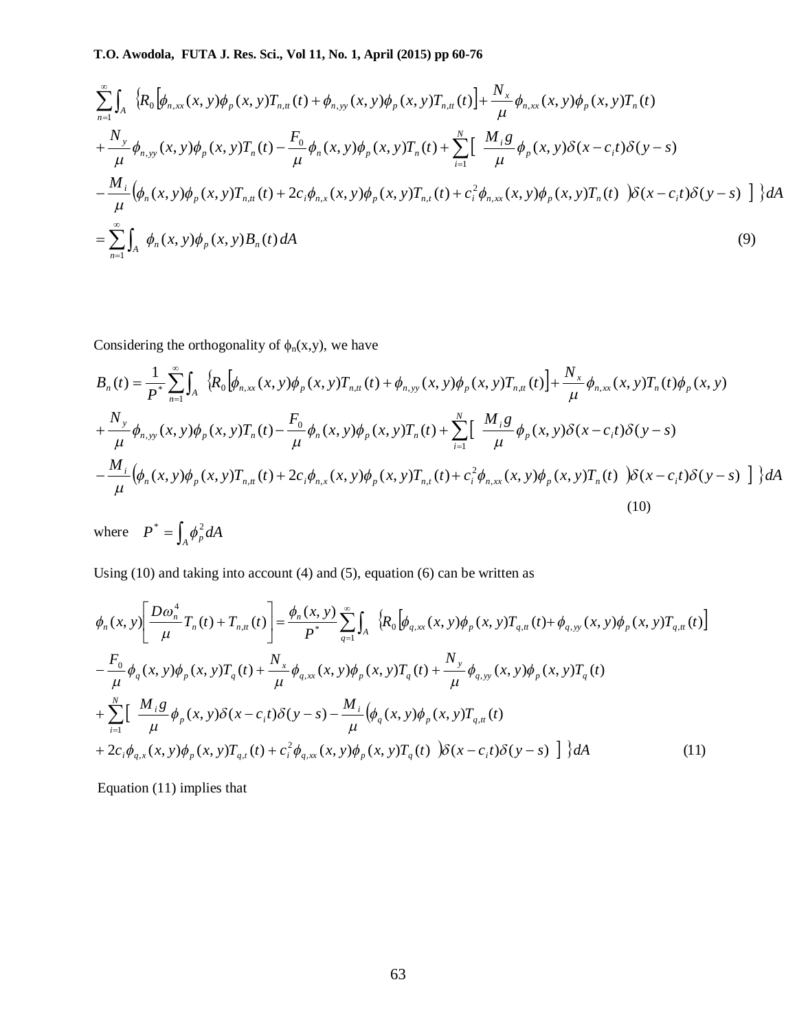$$
\begin{aligned}
&\sum_{n=1}^{\infty}\int_A \Big\{R_0\big[\phi_{n,xx}(x,y)\phi_p(x,y)T_{n,tt}(t)+\phi_{n,yy}(x,y)\phi_p(x,y)T_{n,tt}(t)\big]+\frac{N_x}{\mu}\phi_{n,xx}(x,y)\phi_p(x,y)T_n(t) \\
&+\frac{N_y}{\mu}\phi_{n,yy}(x,y)\phi_p(x,y)T_n(t)-\frac{F_0}{\mu}\phi_n(x,y)\phi_p(x,y)T_n(t)+\sum_{i=1}^{N}\Big[\ \frac{M_i g}{\mu}\phi_p(x,y)\delta(x-c_it)\delta(y-s) \\
&-\frac{M_i}{\mu}\Big(\phi_n(x,y)\phi_p(x,y)T_{n,tt}(t)+2c_i\phi_{n,x}(x,y)\phi_p(x,y)T_{n,t}(t)+c_i^2\phi_{n,xx}(x,y)\phi_p(x,y)T_n(t)\ \Big)\delta(x-c_it)\delta(y-s)\ \Big]\Big\}dA \\
&=\sum_{n=1}^{\infty}\int_A \phi_n(x,y)\phi_p(x,y)B_n(t)\,dA
\end{aligned}
\tag{9}
$$

Considering the orthogonality of $\phi_n(x,y)$, we have

$$
\begin{aligned}
B_n(t)=&\frac{1}{P^*}\sum_{n=1}^{\infty}\int_A \Big\{R_0\big[\phi_{n,xx}(x,y)\phi_p(x,y)T_{n,tt}(t)+\phi_{n,yy}(x,y)\phi_p(x,y)T_{n,tt}(t)\big]+\frac{N_x}{\mu}\phi_{n,xx}(x,y)T_n(t)\phi_p(x,y) \\
&+\frac{N_y}{\mu}\phi_{n,yy}(x,y)\phi_p(x,y)T_n(t)-\frac{F_0}{\mu}\phi_n(x,y)\phi_p(x,y)T_n(t)+\sum_{i=1}^{N}\Big[\ \frac{M_i g}{\mu}\phi_p(x,y)\delta(x-c_it)\delta(y-s) \\
&-\frac{M_i}{\mu}\Big(\phi_n(x,y)\phi_p(x,y)T_{n,tt}(t)+2c_i\phi_{n,x}(x,y)\phi_p(x,y)T_{n,t}(t)+c_i^2\phi_{n,xx}(x,y)\phi_p(x,y)T_n(t)\ \Big)\delta(x-c_it)\delta(y-s)\ \Big]\Big\}dA
\end{aligned}
\tag{10}
$$

where $P^*=\int_A \phi_p^2\,dA$

Using (10) and taking into account (4) and (5), equation (6) can be written as

$$
\begin{aligned}
\phi_n(x,y)\left[\frac{D\omega_n^4}{\mu}T_n(t)+T_{n,tt}(t)\right]=&\frac{\phi_n(x,y)}{P^*}\sum_{q=1}^{\infty}\int_A \Big\{R_0\big[\phi_{q,xx}(x,y)\phi_p(x,y)T_{q,tt}(t)+\phi_{q,yy}(x,y)\phi_p(x,y)T_{q,tt}(t)\big] \\
&-\frac{F_0}{\mu}\phi_q(x,y)\phi_p(x,y)T_q(t)+\frac{N_x}{\mu}\phi_{q,xx}(x,y)\phi_p(x,y)T_q(t)+\frac{N_y}{\mu}\phi_{q,yy}(x,y)\phi_p(x,y)T_q(t) \\
&+\sum_{i=1}^{N}\Big[\ \frac{M_i g}{\mu}\phi_p(x,y)\delta(x-c_it)\delta(y-s)-\frac{M_i}{\mu}\Big(\phi_q(x,y)\phi_p(x,y)T_{q,tt}(t) \\
&+2c_i\phi_{q,x}(x,y)\phi_p(x,y)T_{q,t}(t)+c_i^2\phi_{q,xx}(x,y)\phi_p(x,y)T_q(t)\ \Big)\delta(x-c_it)\delta(y-s)\ \Big]\Big\}dA
\end{aligned}
\tag{11}
$$

Equation (11) implies that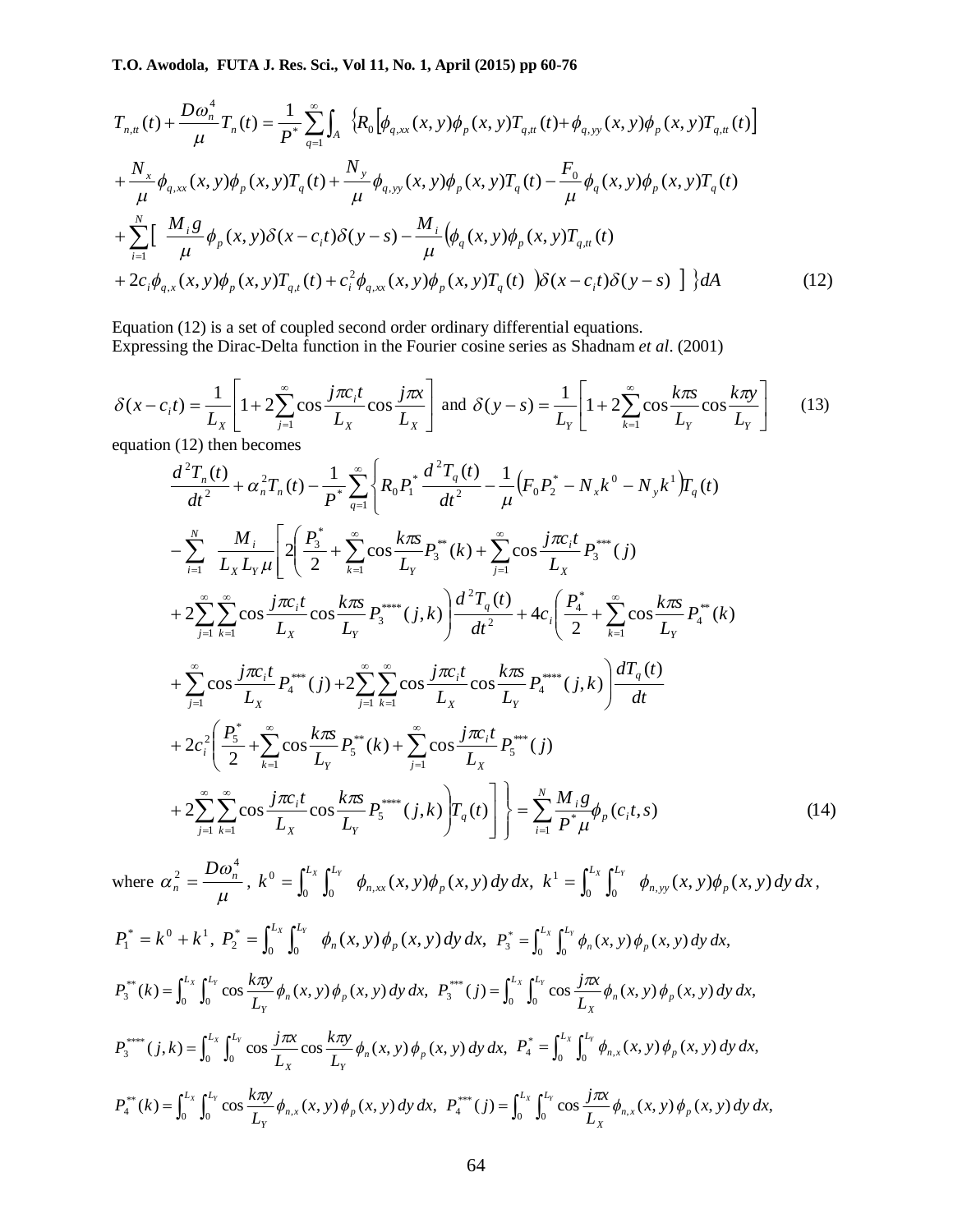$$
\begin{aligned}
T_{n,tt}(t) + \frac{D\omega_n^4}{\mu} T_n(t) = \frac{1}{P^*} \sum_{q=1}^{\infty} \int_A \Big\{ & R_0 \left[ \phi_{q,xx}(x,y)\phi_p(x,y) T_{q,tt}(t) + \phi_{q,yy}(x,y)\phi_p(x,y) T_{q,tt}(t) \right] \\
& + \frac{N_x}{\mu} \phi_{q,xx}(x,y)\phi_p(x,y) T_q(t) + \frac{N_y}{\mu} \phi_{q,yy}(x,y)\phi_p(x,y) T_q(t) - \frac{F_0}{\mu} \phi_q(x,y)\phi_p(x,y) T_q(t) \\
& + \sum_{i=1}^{N} \Big[ \frac{M_i g}{\mu} \phi_p(x,y) \delta(x - c_i t)\delta(y - s) - \frac{M_i}{\mu} \Big( \phi_q(x,y)\phi_p(x,y) T_{q,tt}(t) \\
& + 2c_i \phi_{q,x}(x,y)\phi_p(x,y) T_{q,t}(t) + c_i^2 \phi_{q,xx}(x,y)\phi_p(x,y) T_q(t) \Big) \delta(x - c_i t)\delta(y - s) \Big] \Big\} dA
\end{aligned} \tag{12}
$$

Equation (12) is a set of coupled second order ordinary differential equations.
Expressing the Dirac-Delta function in the Fourier cosine series as Shadnam *et al*. (2001)

$$
\delta(x - c_i t) = \frac{1}{L_X}\left[ 1 + 2\sum_{j=1}^{\infty} \cos\frac{j\pi c_i t}{L_X} \cos\frac{j\pi x}{L_X} \right] \text{ and } \delta(y - s) = \frac{1}{L_Y}\left[ 1 + 2\sum_{k=1}^{\infty} \cos\frac{k\pi s}{L_Y} \cos\frac{k\pi y}{L_Y} \right] \tag{13}
$$

equation (12) then becomes

$$
\begin{aligned}
& \frac{d^2 T_n(t)}{dt^2} + \alpha_n^2 T_n(t) - \frac{1}{P^*} \sum_{q=1}^{\infty} \Bigg\{ R_0 P_1^* \frac{d^2 T_q(t)}{dt^2} - \frac{1}{\mu}\left( F_0 P_2^* - N_x k^0 - N_y k^1 \right) T_q(t) \\
& - \sum_{i=1}^{N} \frac{M_i}{L_X L_Y \mu} \Bigg[ 2\Bigg( \frac{P_3^*}{2} + \sum_{k=1}^{\infty} \cos\frac{k\pi s}{L_Y} P_3^{**}(k) + \sum_{j=1}^{\infty} \cos\frac{j\pi c_i t}{L_X} P_3^{***}(j) \\
& + 2\sum_{j=1}^{\infty}\sum_{k=1}^{\infty} \cos\frac{j\pi c_i t}{L_X} \cos\frac{k\pi s}{L_Y} P_3^{****}(j,k) \Bigg) \frac{d^2 T_q(t)}{dt^2} + 4c_i \Bigg( \frac{P_4^*}{2} + \sum_{k=1}^{\infty} \cos\frac{k\pi s}{L_Y} P_4^{**}(k) \\
& + \sum_{j=1}^{\infty} \cos\frac{j\pi c_i t}{L_X} P_4^{***}(j) + 2\sum_{j=1}^{\infty}\sum_{k=1}^{\infty} \cos\frac{j\pi c_i t}{L_X} \cos\frac{k\pi s}{L_Y} P_4^{****}(j,k) \Bigg) \frac{dT_q(t)}{dt} \\
& + 2c_i^2 \Bigg( \frac{P_5^*}{2} + \sum_{k=1}^{\infty} \cos\frac{k\pi s}{L_Y} P_5^{**}(k) + \sum_{j=1}^{\infty} \cos\frac{j\pi c_i t}{L_X} P_5^{***}(j) \\
& + 2\sum_{j=1}^{\infty}\sum_{k=1}^{\infty} \cos\frac{j\pi c_i t}{L_X} \cos\frac{k\pi s}{L_Y} P_5^{****}(j,k) \Bigg) T_q(t) \Bigg] \Bigg\} = \sum_{i=1}^{N} \frac{M_i g}{P^* \mu} \phi_p(c_i t, s)
\end{aligned} \tag{14}
$$

where $\alpha_n^2 = \dfrac{D\omega_n^4}{\mu}$, $k^0 = \int_0^{L_X}\int_0^{L_Y} \phi_{n,xx}(x,y)\phi_p(x,y)\,dy\,dx$, $k^1 = \int_0^{L_X}\int_0^{L_Y} \phi_{n,yy}(x,y)\phi_p(x,y)\,dy\,dx$,

$P_1^* = k^0 + k^1$, $P_2^* = \int_0^{L_X}\int_0^{L_Y} \phi_n(x,y)\phi_p(x,y)\,dy\,dx$, $P_3^* = \int_0^{L_X}\int_0^{L_Y} \phi_n(x,y)\phi_p(x,y)\,dy\,dx$,

$P_3^{**}(k) = \int_0^{L_X}\int_0^{L_Y} \cos\frac{k\pi y}{L_Y} \phi_n(x,y)\phi_p(x,y)\,dy\,dx$, $P_3^{***}(j) = \int_0^{L_X}\int_0^{L_Y} \cos\frac{j\pi x}{L_X} \phi_n(x,y)\phi_p(x,y)\,dy\,dx$,

$P_3^{****}(j,k) = \int_0^{L_X}\int_0^{L_Y} \cos\frac{j\pi x}{L_X} \cos\frac{k\pi y}{L_Y} \phi_n(x,y)\phi_p(x,y)\,dy\,dx$, $P_4^* = \int_0^{L_X}\int_0^{L_Y} \phi_{n,x}(x,y)\phi_p(x,y)\,dy\,dx$,

$P_4^{**}(k) = \int_0^{L_X}\int_0^{L_Y} \cos\frac{k\pi y}{L_Y} \phi_{n,x}(x,y)\phi_p(x,y)\,dy\,dx$, $P_4^{***}(j) = \int_0^{L_X}\int_0^{L_Y} \cos\frac{j\pi x}{L_X} \phi_{n,x}(x,y)\phi_p(x,y)\,dy\,dx$,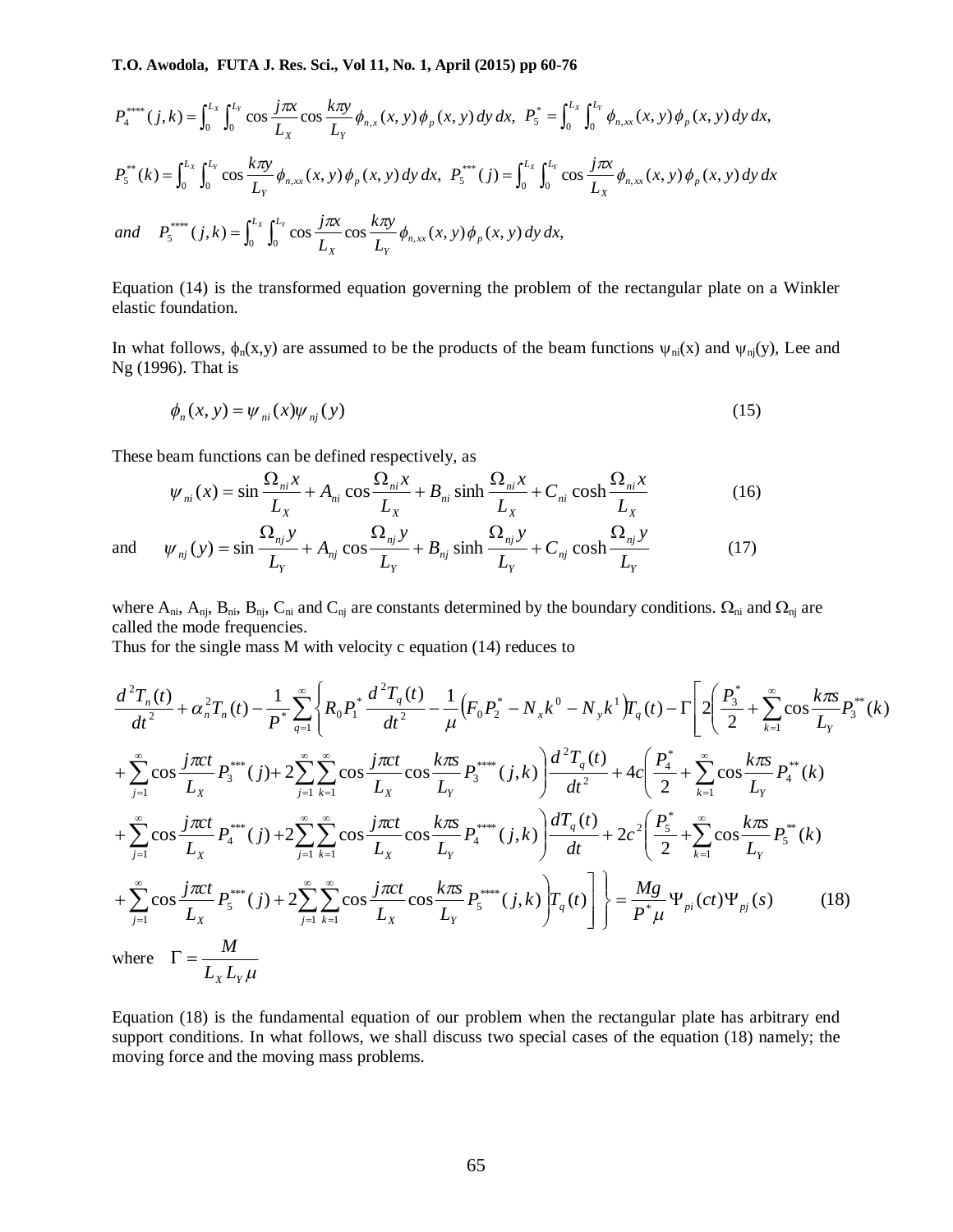$$P_4^{****}(j,k)=\int_0^{L_X}\int_0^{L_Y}\cos\frac{j\pi x}{L_X}\cos\frac{k\pi y}{L_Y}\phi_{n,x}(x,y)\phi_p(x,y)\,dy\,dx,\;\; P_5^{*}=\int_0^{L_X}\int_0^{L_Y}\phi_{n,xx}(x,y)\phi_p(x,y)\,dy\,dx,$$

$$P_5^{**}(k)=\int_0^{L_X}\int_0^{L_Y}\cos\frac{k\pi y}{L_Y}\phi_{n,xx}(x,y)\phi_p(x,y)\,dy\,dx,\;\; P_5^{***}(j)=\int_0^{L_X}\int_0^{L_Y}\cos\frac{j\pi x}{L_X}\phi_{n,xx}(x,y)\phi_p(x,y)\,dy\,dx$$

$$and \quad P_5^{****}(j,k)=\int_0^{L_X}\int_0^{L_Y}\cos\frac{j\pi x}{L_X}\cos\frac{k\pi y}{L_Y}\phi_{n,xx}(x,y)\phi_p(x,y)\,dy\,dx,$$

Equation (14) is the transformed equation governing the problem of the rectangular plate on a Winkler elastic foundation.

In what follows, $\phi_n(x,y)$ are assumed to be the products of the beam functions $\psi_{ni}(x)$ and $\psi_{nj}(y)$, Lee and Ng (1996). That is

$$\phi_n(x,y)=\psi_{ni}(x)\psi_{nj}(y) \tag{15}$$

These beam functions can be defined respectively, as

$$\psi_{ni}(x)=\sin\frac{\Omega_{ni}x}{L_X}+A_{ni}\cos\frac{\Omega_{ni}x}{L_X}+B_{ni}\sinh\frac{\Omega_{ni}x}{L_X}+C_{ni}\cosh\frac{\Omega_{ni}x}{L_X} \tag{16}$$

and
$$\psi_{nj}(y)=\sin\frac{\Omega_{nj}y}{L_Y}+A_{nj}\cos\frac{\Omega_{nj}y}{L_Y}+B_{nj}\sinh\frac{\Omega_{nj}y}{L_Y}+C_{nj}\cosh\frac{\Omega_{nj}y}{L_Y} \tag{17}$$

where $A_{ni}$, $A_{nj}$, $B_{ni}$, $B_{nj}$, $C_{ni}$ and $C_{nj}$ are constants determined by the boundary conditions. $\Omega_{ni}$ and $\Omega_{nj}$ are called the mode frequencies.

Thus for the single mass M with velocity c equation (14) reduces to

$$\begin{aligned}
&\frac{d^2T_n(t)}{dt^2}+\alpha_n^2T_n(t)-\frac{1}{P^*}\sum_{q=1}^{\infty}\Bigg\{R_0P_1^*\frac{d^2T_q(t)}{dt^2}-\frac{1}{\mu}\left(F_0P_2^*-N_xk^0-N_yk^1\right)T_q(t)-\Gamma\Bigg[2\Bigg(\frac{P_3^*}{2}+\sum_{k=1}^{\infty}\cos\frac{k\pi s}{L_Y}P_3^{**}(k)\\
&+\sum_{j=1}^{\infty}\cos\frac{j\pi ct}{L_X}P_3^{***}(j)+2\sum_{j=1}^{\infty}\sum_{k=1}^{\infty}\cos\frac{j\pi ct}{L_X}\cos\frac{k\pi s}{L_Y}P_3^{****}(j,k)\Bigg)\frac{d^2T_q(t)}{dt^2}+4c\Bigg(\frac{P_4^*}{2}+\sum_{k=1}^{\infty}\cos\frac{k\pi s}{L_Y}P_4^{**}(k)\\
&+\sum_{j=1}^{\infty}\cos\frac{j\pi ct}{L_X}P_4^{***}(j)+2\sum_{j=1}^{\infty}\sum_{k=1}^{\infty}\cos\frac{j\pi ct}{L_X}\cos\frac{k\pi s}{L_Y}P_4^{****}(j,k)\Bigg)\frac{dT_q(t)}{dt}+2c^2\Bigg(\frac{P_5^*}{2}+\sum_{k=1}^{\infty}\cos\frac{k\pi s}{L_Y}P_5^{**}(k)\\
&+\sum_{j=1}^{\infty}\cos\frac{j\pi ct}{L_X}P_5^{***}(j)+2\sum_{j=1}^{\infty}\sum_{k=1}^{\infty}\cos\frac{j\pi ct}{L_X}\cos\frac{k\pi s}{L_Y}P_5^{****}(j,k)\Bigg)T_q(t)\Bigg]\Bigg\}=\frac{Mg}{P^*\mu}\Psi_{pi}(ct)\Psi_{pj}(s)
\end{aligned} \tag{18}$$

where $\Gamma=\dfrac{M}{L_XL_Y\mu}$

Equation (18) is the fundamental equation of our problem when the rectangular plate has arbitrary end support conditions. In what follows, we shall discuss two special cases of the equation (18) namely; the moving force and the moving mass problems.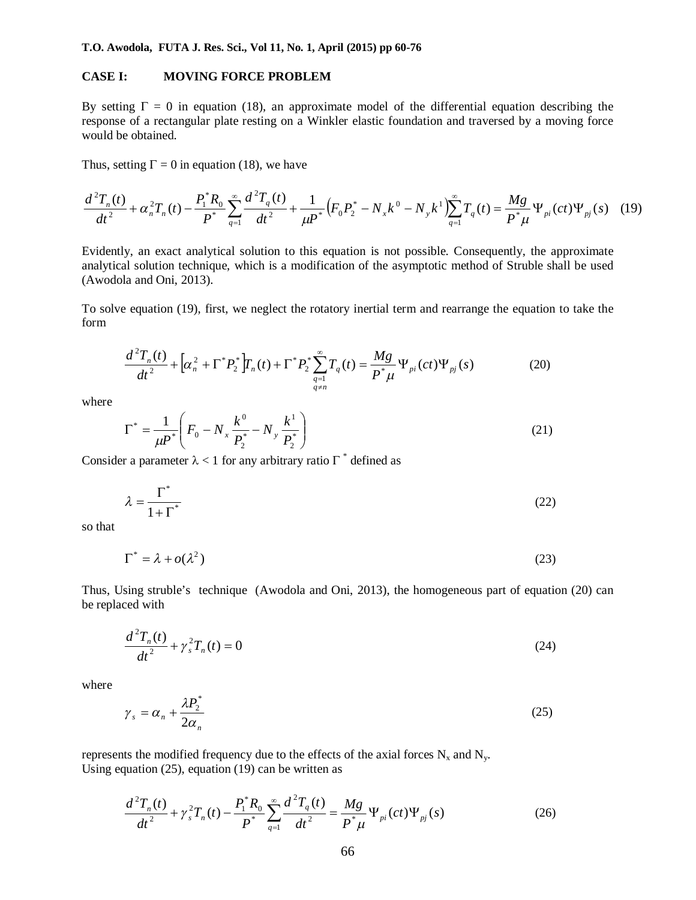**CASE I: MOVING FORCE PROBLEM**

By setting $\Gamma = 0$ in equation (18), an approximate model of the differential equation describing the response of a rectangular plate resting on a Winkler elastic foundation and traversed by a moving force would be obtained.

Thus, setting $\Gamma = 0$ in equation (18), we have

$$\frac{d^2T_n(t)}{dt^2} + \alpha_n^2 T_n(t) - \frac{P_1^* R_0}{P^*}\sum_{q=1}^{\infty}\frac{d^2T_q(t)}{dt^2} + \frac{1}{\mu P^*}\left(F_0 P_2^* - N_x k^0 - N_y k^1\right)\sum_{q=1}^{\infty}T_q(t) = \frac{Mg}{P^*\mu}\Psi_{pi}(ct)\Psi_{pj}(s) \quad (19)$$

Evidently, an exact analytical solution to this equation is not possible. Consequently, the approximate analytical solution technique, which is a modification of the asymptotic method of Struble shall be used (Awodola and Oni, 2013).

To solve equation (19), first, we neglect the rotatory inertial term and rearrange the equation to take the form

$$\frac{d^2T_n(t)}{dt^2} + \left[\alpha_n^2 + \Gamma^* P_2^*\right]T_n(t) + \Gamma^* P_2^* \sum_{\substack{q=1 \\ q\neq n}}^{\infty} T_q(t) = \frac{Mg}{P^*\mu}\Psi_{pi}(ct)\Psi_{pj}(s) \quad (20)$$

where

$$\Gamma^* = \frac{1}{\mu P^*}\left(F_0 - N_x\frac{k^0}{P_2^*} - N_y\frac{k^1}{P_2^*}\right) \quad (21)$$

Consider a parameter $\lambda < 1$ for any arbitrary ratio $\Gamma^*$ defined as

$$\lambda = \frac{\Gamma^*}{1+\Gamma^*} \quad (22)$$

so that

$$\Gamma^* = \lambda + o(\lambda^2) \quad (23)$$

Thus, Using struble's technique (Awodola and Oni, 2013), the homogeneous part of equation (20) can be replaced with

$$\frac{d^2T_n(t)}{dt^2} + \gamma_s^2 T_n(t) = 0 \quad (24)$$

where

$$\gamma_s = \alpha_n + \frac{\lambda P_2^*}{2\alpha_n} \quad (25)$$

represents the modified frequency due to the effects of the axial forces $N_x$ and $N_y$.
Using equation (25), equation (19) can be written as

$$\frac{d^2T_n(t)}{dt^2} + \gamma_s^2 T_n(t) - \frac{P_1^* R_0}{P^*}\sum_{q=1}^{\infty}\frac{d^2T_q(t)}{dt^2} = \frac{Mg}{P^*\mu}\Psi_{pi}(ct)\Psi_{pj}(s) \quad (26)$$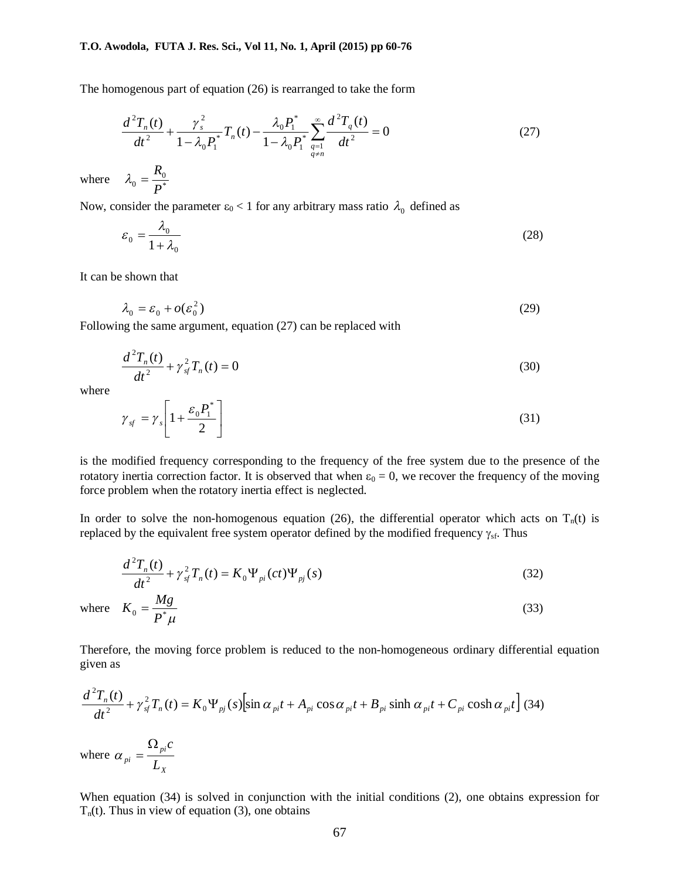The homogenous part of equation (26) is rearranged to take the form

$$\frac{d^2T_n(t)}{dt^2} + \frac{\gamma_s^2}{1-\lambda_0 P_1^*}T_n(t) - \frac{\lambda_0 P_1^*}{1-\lambda_0 P_1^*}\sum_{\substack{q=1\\q\neq n}}^{\infty}\frac{d^2T_q(t)}{dt^2} = 0 \tag{27}$$

where $\lambda_0 = \dfrac{R_0}{P^*}$

Now, consider the parameter $\varepsilon_0 < 1$ for any arbitrary mass ratio $\lambda_0$ defined as

$$\varepsilon_0 = \frac{\lambda_0}{1+\lambda_0} \tag{28}$$

It can be shown that

$$\lambda_0 = \varepsilon_0 + o(\varepsilon_0^2) \tag{29}$$

Following the same argument, equation (27) can be replaced with

$$\frac{d^2T_n(t)}{dt^2} + \gamma_{sf}^2 T_n(t) = 0 \tag{30}$$

where

$$\gamma_{sf} = \gamma_s\left[1 + \frac{\varepsilon_0 P_1^*}{2}\right] \tag{31}$$

is the modified frequency corresponding to the frequency of the free system due to the presence of the rotatory inertia correction factor. It is observed that when $\varepsilon_0 = 0$, we recover the frequency of the moving force problem when the rotatory inertia effect is neglected.

In order to solve the non-homogenous equation (26), the differential operator which acts on $T_n(t)$ is replaced by the equivalent free system operator defined by the modified frequency $\gamma_{sf}$. Thus

$$\frac{d^2T_n(t)}{dt^2} + \gamma_{sf}^2 T_n(t) = K_0 \Psi_{pi}(ct)\Psi_{pj}(s) \tag{32}$$

where $K_0 = \dfrac{Mg}{P^*\mu}$ (33)

Therefore, the moving force problem is reduced to the non-homogeneous ordinary differential equation given as

$$\frac{d^2T_n(t)}{dt^2} + \gamma_{sf}^2 T_n(t) = K_0 \Psi_{pj}(s)\left[\sin\alpha_{pi}t + A_{pi}\cos\alpha_{pi}t + B_{pi}\sinh\alpha_{pi}t + C_{pi}\cosh\alpha_{pi}t\right] \tag{34}$$

where $\alpha_{pi} = \dfrac{\Omega_{pi}c}{L_X}$

When equation (34) is solved in conjunction with the initial conditions (2), one obtains expression for $T_n(t)$. Thus in view of equation (3), one obtains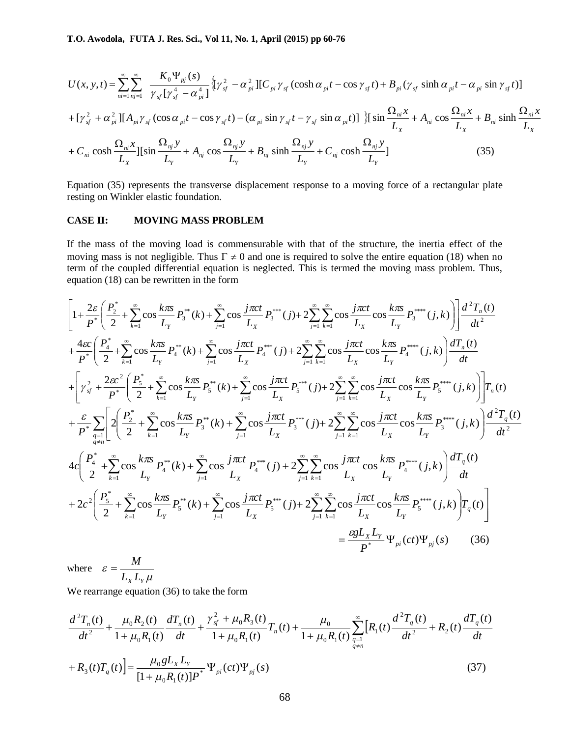$$U(x,y,t)=\sum_{ni=1}^{\infty}\sum_{nj=1}^{\infty}\frac{K_0\Psi_{pj}(s)}{\gamma_{sf}[\gamma_{sf}^4-\alpha_{pi}^4]}\{[\gamma_{sf}^2-\alpha_{pi}^2][C_{pi}\gamma_{sf}(\cosh\alpha_{pi}t-\cos\gamma_{sf}t)+B_{pi}(\gamma_{sf}\sinh\alpha_{pi}t-\alpha_{pi}\sin\gamma_{sf}t)]$$

$$+[\gamma_{sf}^2+\alpha_{pi}^2][A_{pi}\gamma_{sf}(\cos\alpha_{pi}t-\cos\gamma_{sf}t)-(\alpha_{pi}\sin\gamma_{sf}t-\gamma_{sf}\sin\alpha_{pi}t)]\}[\sin\frac{\Omega_{ni}x}{L_X}+A_{ni}\cos\frac{\Omega_{ni}x}{L_X}+B_{ni}\sinh\frac{\Omega_{ni}x}{L_X}$$

$$+C_{ni}\cosh\frac{\Omega_{ni}x}{L_X}][\sin\frac{\Omega_{nj}y}{L_Y}+A_{nj}\cos\frac{\Omega_{nj}y}{L_Y}+B_{nj}\sinh\frac{\Omega_{nj}y}{L_Y}+C_{nj}\cosh\frac{\Omega_{nj}y}{L_Y}] \tag{35}$$

Equation (35) represents the transverse displacement response to a moving force of a rectangular plate resting on Winkler elastic foundation.

**CASE II: MOVING MASS PROBLEM**

If the mass of the moving load is commensurable with that of the structure, the inertia effect of the moving mass is not negligible. Thus $\Gamma \neq 0$ and one is required to solve the entire equation (18) when no term of the coupled differential equation is neglected. This is termed the moving mass problem. Thus, equation (18) can be rewritten in the form

$$\left[1+\frac{2\varepsilon}{P^*}\left(\frac{P_2^*}{2}+\sum_{k=1}^{\infty}\cos\frac{k\pi s}{L_Y}P_3^{**}(k)+\sum_{j=1}^{\infty}\cos\frac{j\pi ct}{L_X}P_3^{***}(j)+2\sum_{j=1}^{\infty}\sum_{k=1}^{\infty}\cos\frac{j\pi ct}{L_X}\cos\frac{k\pi s}{L_Y}P_3^{****}(j,k)\right)\right]\frac{d^2T_n(t)}{dt^2}$$

$$+\frac{4\varepsilon c}{P^*}\left(\frac{P_4^*}{2}+\sum_{k=1}^{\infty}\cos\frac{k\pi s}{L_Y}P_4^{**}(k)+\sum_{j=1}^{\infty}\cos\frac{j\pi ct}{L_X}P_4^{***}(j)+2\sum_{j=1}^{\infty}\sum_{k=1}^{\infty}\cos\frac{j\pi ct}{L_X}\cos\frac{k\pi s}{L_Y}P_4^{****}(j,k)\right)\frac{dT_n(t)}{dt}$$

$$+\left[\gamma_{sf}^2+\frac{2\varepsilon c^2}{P^*}\left(\frac{P_5^*}{2}+\sum_{k=1}^{\infty}\cos\frac{k\pi s}{L_Y}P_5^{**}(k)+\sum_{j=1}^{\infty}\cos\frac{j\pi ct}{L_X}P_5^{***}(j)+2\sum_{j=1}^{\infty}\sum_{k=1}^{\infty}\cos\frac{j\pi ct}{L_X}\cos\frac{k\pi s}{L_Y}P_5^{****}(j,k)\right)\right]T_n(t)$$

$$+\frac{\varepsilon}{P^*}\sum_{\substack{q=1\\q\neq n}}\left[2\left(\frac{P_2^*}{2}+\sum_{k=1}^{\infty}\cos\frac{k\pi s}{L_Y}P_3^{**}(k)+\sum_{j=1}^{\infty}\cos\frac{j\pi ct}{L_X}P_3^{***}(j)+2\sum_{j=1}^{\infty}\sum_{k=1}^{\infty}\cos\frac{j\pi ct}{L_X}\cos\frac{k\pi s}{L_Y}P_3^{****}(j,k)\right)\frac{d^2T_q(t)}{dt^2}\right.$$

$$4c\left(\frac{P_4^*}{2}+\sum_{k=1}^{\infty}\cos\frac{k\pi s}{L_Y}P_4^{**}(k)+\sum_{j=1}^{\infty}\cos\frac{j\pi ct}{L_X}P_4^{***}(j)+2\sum_{j=1}^{\infty}\sum_{k=1}^{\infty}\cos\frac{j\pi ct}{L_X}\cos\frac{k\pi s}{L_Y}P_4^{****}(j,k)\right)\frac{dT_q(t)}{dt}$$

$$\left.+2c^2\left(\frac{P_5^*}{2}+\sum_{k=1}^{\infty}\cos\frac{k\pi s}{L_Y}P_5^{**}(k)+\sum_{j=1}^{\infty}\cos\frac{j\pi ct}{L_X}P_5^{***}(j)+2\sum_{j=1}^{\infty}\sum_{k=1}^{\infty}\cos\frac{j\pi ct}{L_X}\cos\frac{k\pi s}{L_Y}P_5^{****}(j,k)\right)T_q(t)\right]$$

$$=\frac{\varepsilon gL_XL_Y}{P^*}\Psi_{pi}(ct)\Psi_{pj}(s) \tag{36}$$

where $\varepsilon=\dfrac{M}{L_XL_Y\mu}$

We rearrange equation (36) to take the form

$$\frac{d^2T_n(t)}{dt^2}+\frac{\mu_0R_2(t)}{1+\mu_0R_1(t)}\frac{dT_n(t)}{dt}+\frac{\gamma_{sf}^2+\mu_0R_3(t)}{1+\mu_0R_1(t)}T_n(t)+\frac{\mu_0}{1+\mu_0R_1(t)}\sum_{\substack{q=1\\q\neq n}}^{\infty}\left[R_1(t)\frac{d^2T_q(t)}{dt^2}+R_2(t)\frac{dT_q(t)}{dt}\right.$$

$$\left.+R_3(t)T_q(t)\right]=\frac{\mu_0gL_XL_Y}{[1+\mu_0R_1(t)]P^*}\Psi_{pi}(ct)\Psi_{pj}(s) \tag{37}$$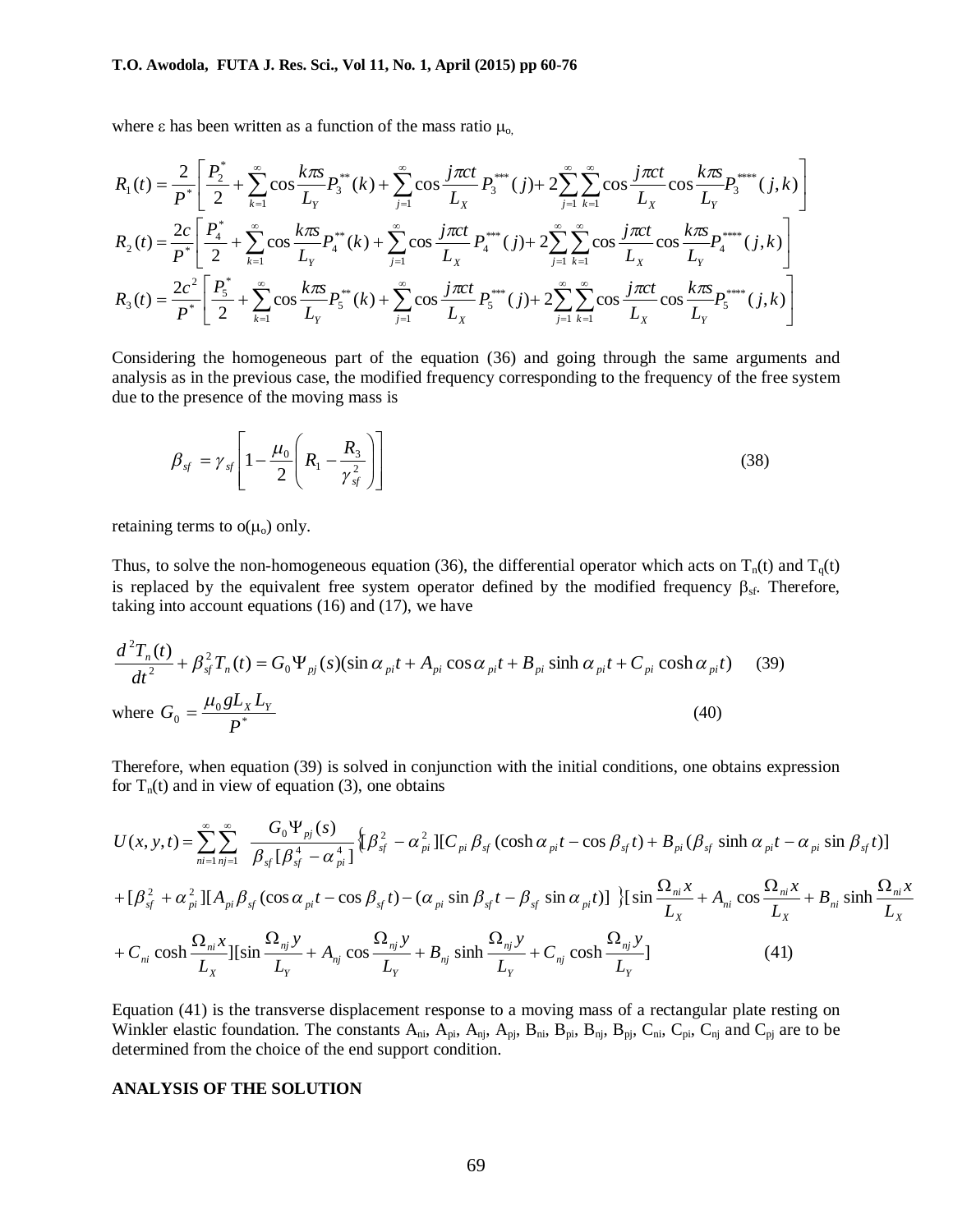where $\varepsilon$ has been written as a function of the mass ratio $\mu_o$,

$$R_1(t) = \frac{2}{P^*}\left[\frac{P_2^*}{2} + \sum_{k=1}^{\infty}\cos\frac{k\pi s}{L_Y}P_3^{**}(k) + \sum_{j=1}^{\infty}\cos\frac{j\pi ct}{L_X}P_3^{***}(j) + 2\sum_{j=1}^{\infty}\sum_{k=1}^{\infty}\cos\frac{j\pi ct}{L_X}\cos\frac{k\pi s}{L_Y}P_3^{****}(j,k)\right]$$

$$R_2(t) = \frac{2c}{P^*}\left[\frac{P_4^*}{2} + \sum_{k=1}^{\infty}\cos\frac{k\pi s}{L_Y}P_4^{**}(k) + \sum_{j=1}^{\infty}\cos\frac{j\pi ct}{L_X}P_4^{***}(j) + 2\sum_{j=1}^{\infty}\sum_{k=1}^{\infty}\cos\frac{j\pi ct}{L_X}\cos\frac{k\pi s}{L_Y}P_4^{****}(j,k)\right]$$

$$R_3(t) = \frac{2c^2}{P^*}\left[\frac{P_5^*}{2} + \sum_{k=1}^{\infty}\cos\frac{k\pi s}{L_Y}P_5^{**}(k) + \sum_{j=1}^{\infty}\cos\frac{j\pi ct}{L_X}P_5^{***}(j) + 2\sum_{j=1}^{\infty}\sum_{k=1}^{\infty}\cos\frac{j\pi ct}{L_X}\cos\frac{k\pi s}{L_Y}P_5^{****}(j,k)\right]$$

Considering the homogeneous part of the equation (36) and going through the same arguments and analysis as in the previous case, the modified frequency corresponding to the frequency of the free system due to the presence of the moving mass is

$$\beta_{sf} = \gamma_{sf}\left[1 - \frac{\mu_0}{2}\left(R_1 - \frac{R_3}{\gamma_{sf}^2}\right)\right] \tag{38}$$

retaining terms to $o(\mu_o)$ only.

Thus, to solve the non-homogeneous equation (36), the differential operator which acts on $T_n(t)$ and $T_q(t)$ is replaced by the equivalent free system operator defined by the modified frequency $\beta_{sf}$. Therefore, taking into account equations (16) and (17), we have

$$\frac{d^2T_n(t)}{dt^2} + \beta_{sf}^2 T_n(t) = G_0\Psi_{pj}(s)(\sin\alpha_{pi}t + A_{pi}\cos\alpha_{pi}t + B_{pi}\sinh\alpha_{pi}t + C_{pi}\cosh\alpha_{pi}t) \tag{39}$$

where $G_0 = \dfrac{\mu_0 g L_X L_Y}{P^*}$ (40)

Therefore, when equation (39) is solved in conjunction with the initial conditions, one obtains expression for $T_n(t)$ and in view of equation (3), one obtains

$$\begin{aligned}
U(x,y,t) = \sum_{ni=1}^{\infty}\sum_{nj=1}^{\infty}\frac{G_0\Psi_{pj}(s)}{\beta_{sf}[\beta_{sf}^4 - \alpha_{pi}^4]}\Big\{[\beta_{sf}^2 - \alpha_{pi}^2][C_{pi}\beta_{sf}(\cosh\alpha_{pi}t - \cos\beta_{sf}t) + B_{pi}(\beta_{sf}\sinh\alpha_{pi}t - \alpha_{pi}\sin\beta_{sf}t)] \\
+ [\beta_{sf}^2 + \alpha_{pi}^2][A_{pi}\beta_{sf}(\cos\alpha_{pi}t - \cos\beta_{sf}t) - (\alpha_{pi}\sin\beta_{sf}t - \beta_{sf}\sin\alpha_{pi}t)]\Big\}[\sin\frac{\Omega_{ni}x}{L_X} + A_{ni}\cos\frac{\Omega_{ni}x}{L_X} + B_{ni}\sinh\frac{\Omega_{ni}x}{L_X} \\
+ C_{ni}\cosh\frac{\Omega_{ni}x}{L_X}][\sin\frac{\Omega_{nj}y}{L_Y} + A_{nj}\cos\frac{\Omega_{nj}y}{L_Y} + B_{nj}\sinh\frac{\Omega_{nj}y}{L_Y} + C_{nj}\cosh\frac{\Omega_{nj}y}{L_Y}]
\end{aligned} \tag{41}$$

Equation (41) is the transverse displacement response to a moving mass of a rectangular plate resting on Winkler elastic foundation. The constants $A_{ni}$, $A_{pi}$, $A_{nj}$, $A_{pj}$, $B_{ni}$, $B_{pi}$, $B_{nj}$, $B_{pj}$, $C_{ni}$, $C_{pi}$, $C_{nj}$ and $C_{pj}$ are to be determined from the choice of the end support condition.

## ANALYSIS OF THE SOLUTION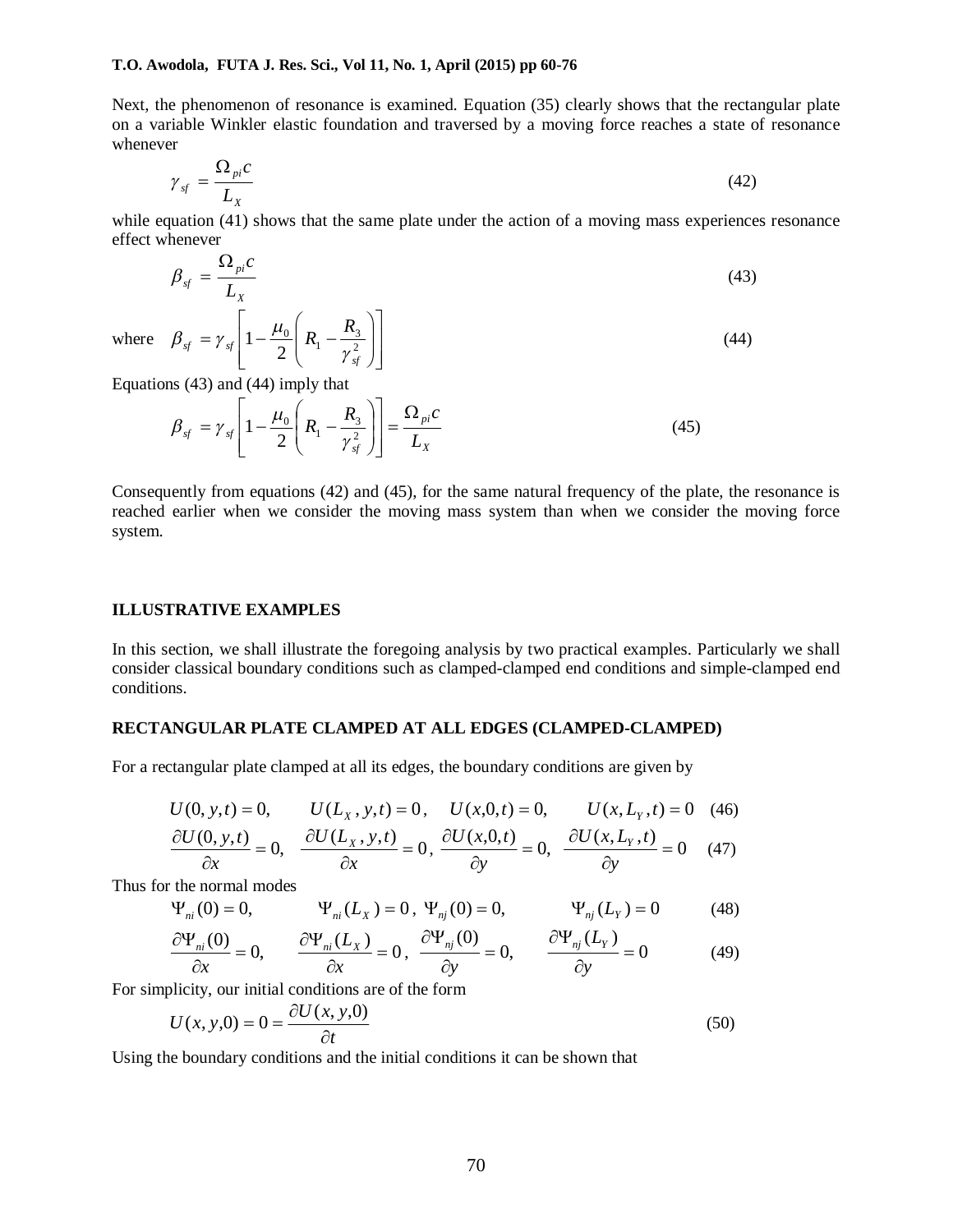Next, the phenomenon of resonance is examined. Equation (35) clearly shows that the rectangular plate on a variable Winkler elastic foundation and traversed by a moving force reaches a state of resonance whenever

$$\gamma_{sf} = \frac{\Omega_{pi} c}{L_X} \tag{42}$$

while equation (41) shows that the same plate under the action of a moving mass experiences resonance effect whenever

$$\beta_{sf} = \frac{\Omega_{pi} c}{L_X} \tag{43}$$

where $$\beta_{sf} = \gamma_{sf}\left[1 - \frac{\mu_0}{2}\left(R_1 - \frac{R_3}{\gamma_{sf}^2}\right)\right] \tag{44}$$

Equations (43) and (44) imply that

$$\beta_{sf} = \gamma_{sf}\left[1 - \frac{\mu_0}{2}\left(R_1 - \frac{R_3}{\gamma_{sf}^2}\right)\right] = \frac{\Omega_{pi} c}{L_X} \tag{45}$$

Consequently from equations (42) and (45), for the same natural frequency of the plate, the resonance is reached earlier when we consider the moving mass system than when we consider the moving force system.

## ILLUSTRATIVE EXAMPLES

In this section, we shall illustrate the foregoing analysis by two practical examples. Particularly we shall consider classical boundary conditions such as clamped-clamped end conditions and simple-clamped end conditions.

## RECTANGULAR PLATE CLAMPED AT ALL EDGES (CLAMPED-CLAMPED)

For a rectangular plate clamped at all its edges, the boundary conditions are given by

$$U(0, y, t) = 0, \qquad U(L_X, y, t) = 0, \quad U(x, 0, t) = 0, \qquad U(x, L_Y, t) = 0 \tag{46}$$

$$\frac{\partial U(0, y, t)}{\partial x} = 0, \quad \frac{\partial U(L_X, y, t)}{\partial x} = 0, \; \frac{\partial U(x, 0, t)}{\partial y} = 0, \; \frac{\partial U(x, L_Y, t)}{\partial y} = 0 \tag{47}$$

Thus for the normal modes

$$\Psi_{ni}(0) = 0, \qquad \Psi_{ni}(L_X) = 0, \; \Psi_{nj}(0) = 0, \qquad \Psi_{nj}(L_Y) = 0 \tag{48}$$

$$\frac{\partial \Psi_{ni}(0)}{\partial x} = 0, \qquad \frac{\partial \Psi_{ni}(L_X)}{\partial x} = 0, \; \frac{\partial \Psi_{nj}(0)}{\partial y} = 0, \qquad \frac{\partial \Psi_{nj}(L_Y)}{\partial y} = 0 \tag{49}$$

For simplicity, our initial conditions are of the form

$$U(x, y, 0) = 0 = \frac{\partial U(x, y, 0)}{\partial t} \tag{50}$$

Using the boundary conditions and the initial conditions it can be shown that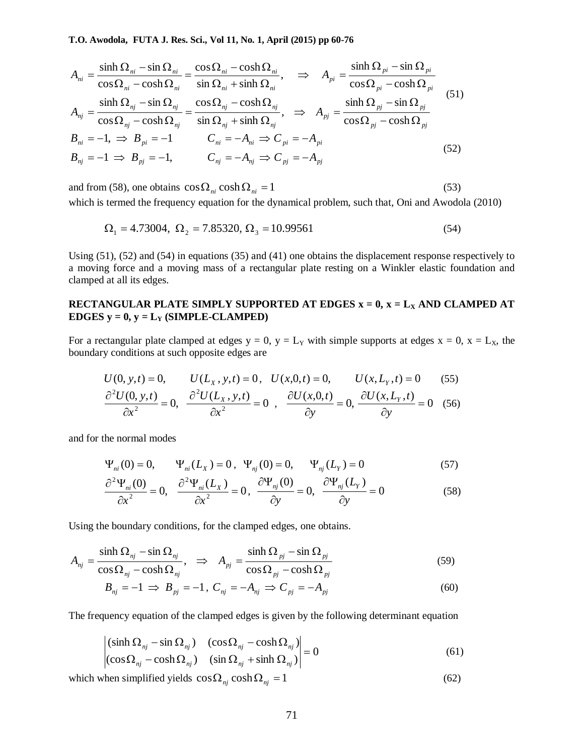$$
A_{ni} = \frac{\sinh \Omega_{ni} - \sin \Omega_{ni}}{\cos \Omega_{ni} - \cosh \Omega_{ni}} = \frac{\cos \Omega_{ni} - \cosh \Omega_{ni}}{\sin \Omega_{ni} + \sinh \Omega_{ni}}, \quad \Rightarrow \quad A_{pi} = \frac{\sinh \Omega_{pi} - \sin \Omega_{pi}}{\cos \Omega_{pi} - \cosh \Omega_{pi}}
$$

$$
A_{nj} = \frac{\sinh \Omega_{nj} - \sin \Omega_{nj}}{\cos \Omega_{nj} - \cosh \Omega_{nj}} = \frac{\cos \Omega_{nj} - \cosh \Omega_{nj}}{\sin \Omega_{nj} + \sinh \Omega_{nj}}, \quad \Rightarrow \quad A_{pj} = \frac{\sinh \Omega_{pj} - \sin \Omega_{pj}}{\cos \Omega_{pj} - \cosh \Omega_{pj}} \tag{51}
$$

$$
B_{ni} = -1, \Rightarrow B_{pi} = -1 \qquad C_{ni} = -A_{ni} \Rightarrow C_{pi} = -A_{pi}
$$

$$
B_{nj} = -1 \Rightarrow B_{pj} = -1, \qquad C_{nj} = -A_{nj} \Rightarrow C_{pj} = -A_{pj} \tag{52}
$$

and from (58), one obtains $\cos \Omega_{ni} \cosh \Omega_{ni} = 1$ (53)

which is termed the frequency equation for the dynamical problem, such that, Oni and Awodola (2010)

$$
\Omega_1 = 4.73004, \ \Omega_2 = 7.85320, \ \Omega_3 = 10.99561 \tag{54}
$$

Using (51), (52) and (54) in equations (35) and (41) one obtains the displacement response respectively to a moving force and a moving mass of a rectangular plate resting on a Winkler elastic foundation and clamped at all its edges.

## RECTANGULAR PLATE SIMPLY SUPPORTED AT EDGES x = 0, x = $L_X$ AND CLAMPED AT EDGES y = 0, y = $L_Y$ (SIMPLE-CLAMPED)

For a rectangular plate clamped at edges y = 0, y = $L_Y$ with simple supports at edges x = 0, x = $L_X$, the boundary conditions at such opposite edges are

$$
U(0, y, t) = 0, \qquad U(L_X, y, t) = 0, \quad U(x, 0, t) = 0, \qquad U(x, L_Y, t) = 0 \tag{55}
$$

$$
\frac{\partial^2 U(0, y, t)}{\partial x^2} = 0, \quad \frac{\partial^2 U(L_X, y, t)}{\partial x^2} = 0 \ , \quad \frac{\partial U(x, 0, t)}{\partial y} = 0, \ \frac{\partial U(x, L_Y, t)}{\partial y} = 0 \tag{56}
$$

and for the normal modes

$$
\Psi_{ni}(0) = 0, \qquad \Psi_{ni}(L_X) = 0 \ , \ \Psi_{nj}(0) = 0, \qquad \Psi_{nj}(L_Y) = 0 \tag{57}
$$

$$
\frac{\partial^2 \Psi_{ni}(0)}{\partial x^2} = 0, \quad \frac{\partial^2 \Psi_{ni}(L_X)}{\partial x^2} = 0 \, , \ \frac{\partial \Psi_{nj}(0)}{\partial y} = 0, \ \frac{\partial \Psi_{nj}(L_Y)}{\partial y} = 0 \tag{58}
$$

Using the boundary conditions, for the clamped edges, one obtains.

$$
A_{nj} = \frac{\sinh \Omega_{nj} - \sin \Omega_{nj}}{\cos \Omega_{nj} - \cosh \Omega_{nj}}, \quad \Rightarrow \quad A_{pj} = \frac{\sinh \Omega_{pj} - \sin \Omega_{pj}}{\cos \Omega_{pj} - \cosh \Omega_{pj}} \tag{59}
$$

$$
B_{nj} = -1 \Rightarrow B_{pj} = -1 \, , \ C_{nj} = -A_{nj} \Rightarrow C_{pj} = -A_{pj} \tag{60}
$$

The frequency equation of the clamped edges is given by the following determinant equation

$$
\begin{vmatrix} (\sinh \Omega_{nj} - \sin \Omega_{nj}) & (\cos \Omega_{nj} - \cosh \Omega_{nj}) \\ (\cos \Omega_{nj} - \cosh \Omega_{nj}) & (\sin \Omega_{nj} + \sinh \Omega_{nj}) \end{vmatrix} = 0 \tag{61}
$$

which when simplified yields $\cos \Omega_{nj} \cosh \Omega_{nj} = 1$ (62)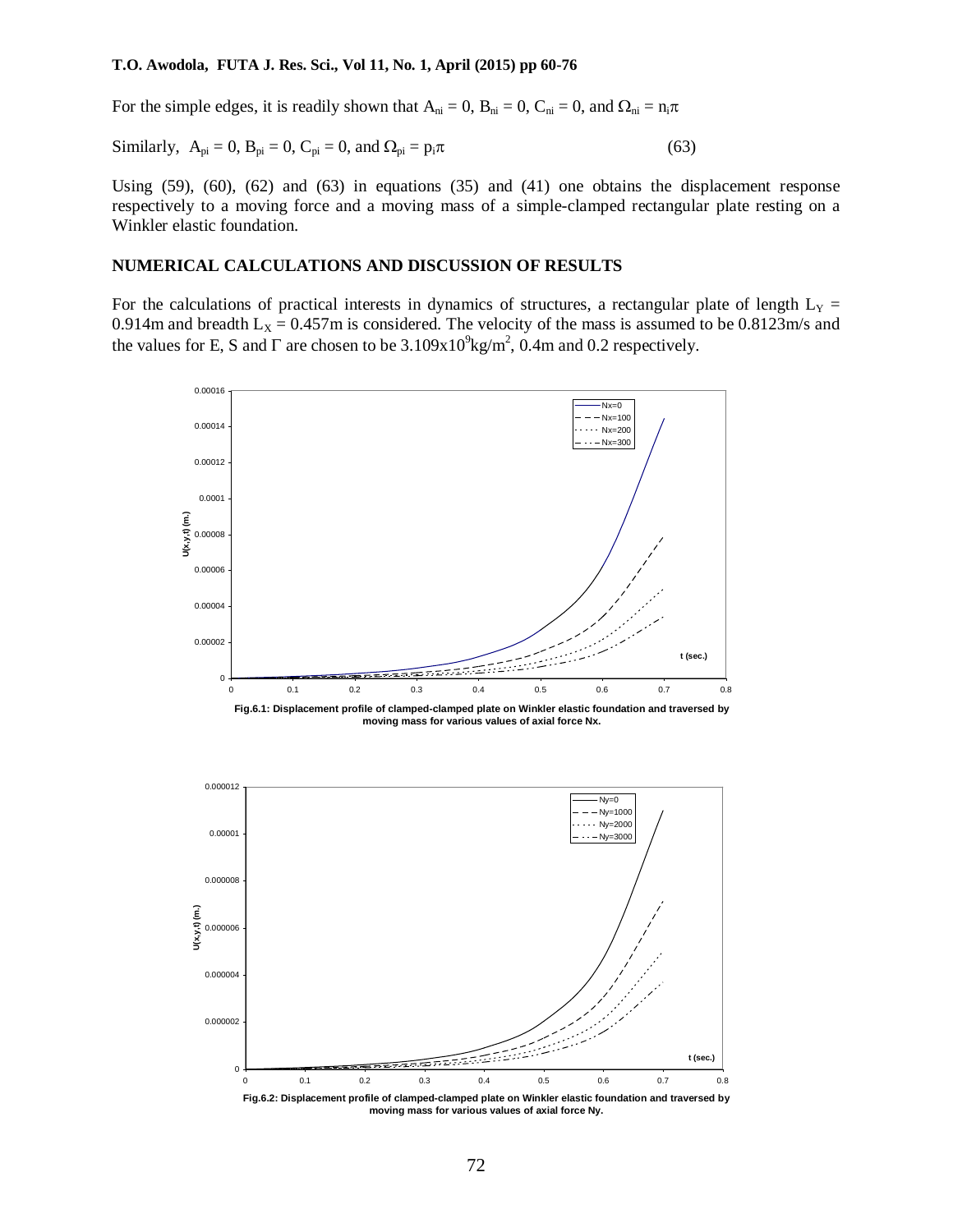For the simple edges, it is readily shown that $A_{ni} = 0$, $B_{ni} = 0$, $C_{ni} = 0$, and $\Omega_{ni} = n_i\pi$

Similarly, $A_{pi} = 0$, $B_{pi} = 0$, $C_{pi} = 0$, and $\Omega_{pi} = p_i\pi$ (63)

Using (59), (60), (62) and (63) in equations (35) and (41) one obtains the displacement response respectively to a moving force and a moving mass of a simple-clamped rectangular plate resting on a Winkler elastic foundation.

## NUMERICAL CALCULATIONS AND DISCUSSION OF RESULTS

For the calculations of practical interests in dynamics of structures, a rectangular plate of length $L_Y$ = 0.914m and breadth $L_X$ = 0.457m is considered. The velocity of the mass is assumed to be 0.8123m/s and the values for E, S and $\Gamma$ are chosen to be $3.109 \times 10^9$kg/m$^2$, 0.4m and 0.2 respectively.

**Fig.6.1: Displacement profile of clamped-clamped plate on Winkler elastic foundation and traversed by moving mass for various values of axial force Nx.**

**Fig.6.2: Displacement profile of clamped-clamped plate on Winkler elastic foundation and traversed by moving mass for various values of axial force Ny.**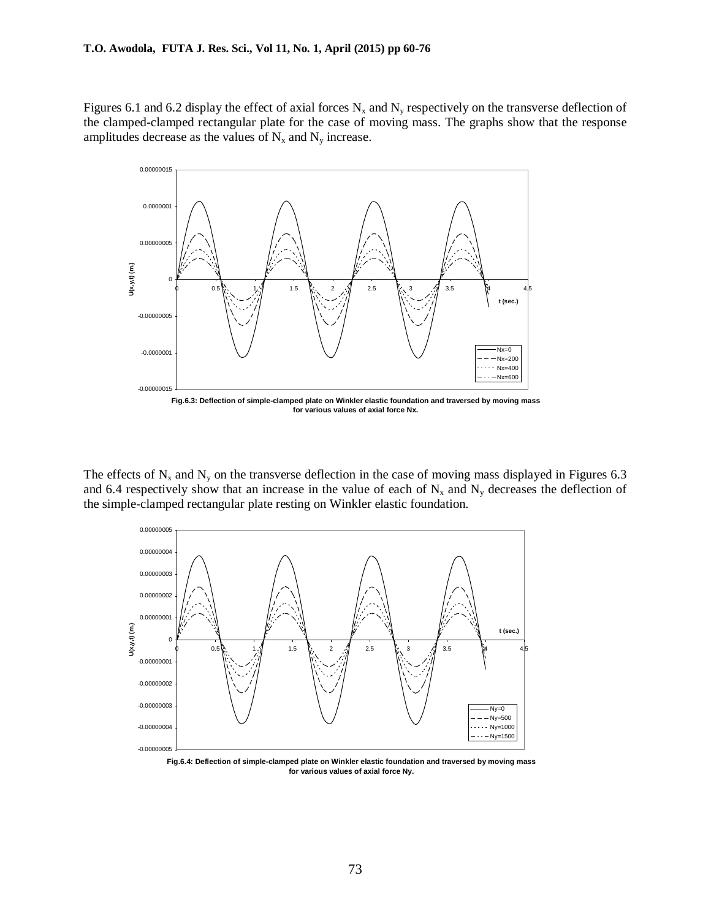Figures 6.1 and 6.2 display the effect of axial forces $N_x$ and $N_y$ respectively on the transverse deflection of the clamped-clamped rectangular plate for the case of moving mass. The graphs show that the response amplitudes decrease as the values of $N_x$ and $N_y$ increase.

**Fig.6.3: Deflection of simple-clamped plate on Winkler elastic foundation and traversed by moving mass for various values of axial force Nx.**

The effects of $N_x$ and $N_y$ on the transverse deflection in the case of moving mass displayed in Figures 6.3 and 6.4 respectively show that an increase in the value of each of $N_x$ and $N_y$ decreases the deflection of the simple-clamped rectangular plate resting on Winkler elastic foundation.

**Fig.6.4: Deflection of simple-clamped plate on Winkler elastic foundation and traversed by moving mass for various values of axial force Ny.**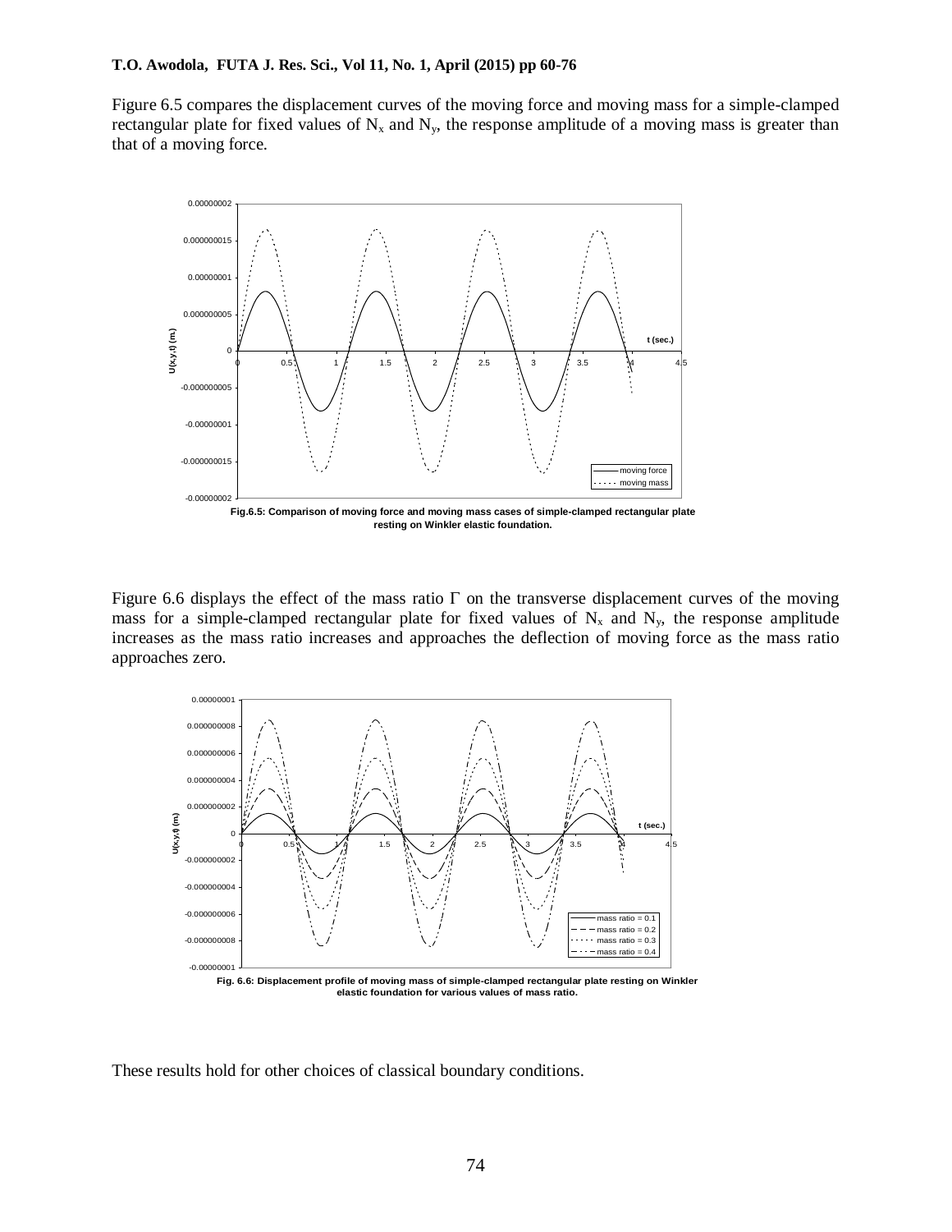Figure 6.5 compares the displacement curves of the moving force and moving mass for a simple-clamped rectangular plate for fixed values of $N_x$ and $N_y$, the response amplitude of a moving mass is greater than that of a moving force.

**Fig.6.5: Comparison of moving force and moving mass cases of simple-clamped rectangular plate resting on Winkler elastic foundation.**

Figure 6.6 displays the effect of the mass ratio $\Gamma$ on the transverse displacement curves of the moving mass for a simple-clamped rectangular plate for fixed values of $N_x$ and $N_y$, the response amplitude increases as the mass ratio increases and approaches the deflection of moving force as the mass ratio approaches zero.

**Fig. 6.6: Displacement profile of moving mass of simple-clamped rectangular plate resting on Winkler elastic foundation for various values of mass ratio.**

These results hold for other choices of classical boundary conditions.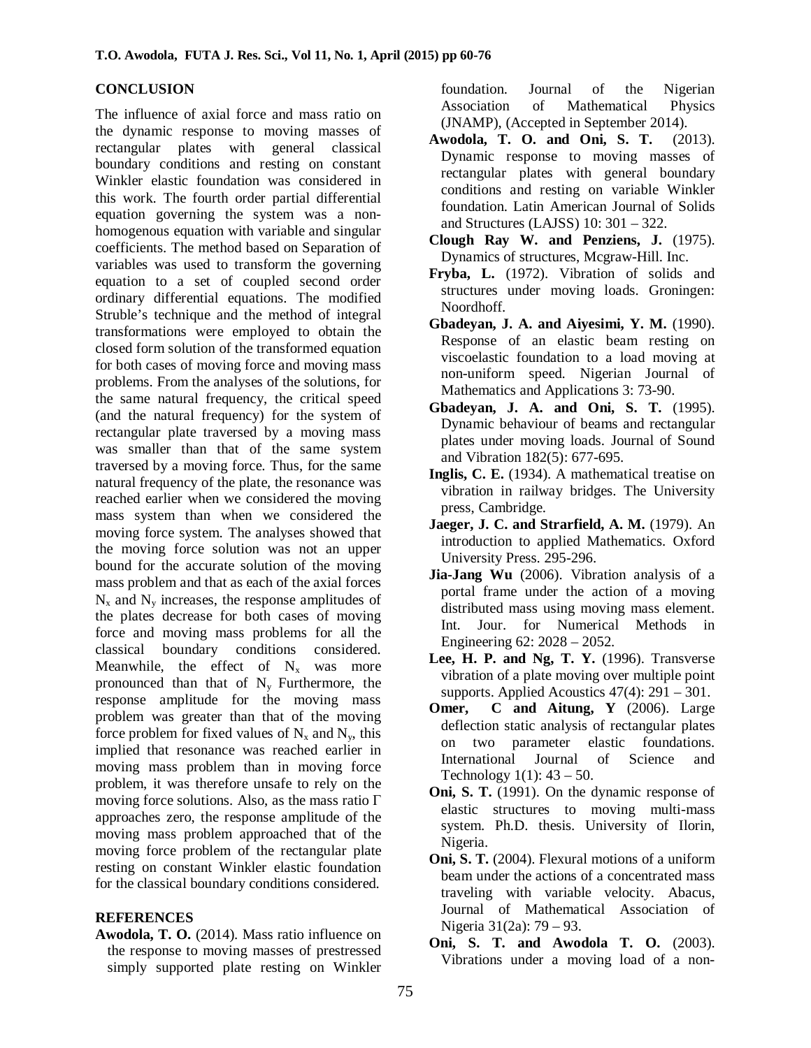## CONCLUSION

The influence of axial force and mass ratio on the dynamic response to moving masses of rectangular plates with general classical boundary conditions and resting on constant Winkler elastic foundation was considered in this work. The fourth order partial differential equation governing the system was a non-homogenous equation with variable and singular coefficients. The method based on Separation of variables was used to transform the governing equation to a set of coupled second order ordinary differential equations. The modified Struble's technique and the method of integral transformations were employed to obtain the closed form solution of the transformed equation for both cases of moving force and moving mass problems. From the analyses of the solutions, for the same natural frequency, the critical speed (and the natural frequency) for the system of rectangular plate traversed by a moving mass was smaller than that of the same system traversed by a moving force. Thus, for the same natural frequency of the plate, the resonance was reached earlier when we considered the moving mass system than when we considered the moving force system. The analyses showed that the moving force solution was not an upper bound for the accurate solution of the moving mass problem and that as each of the axial forces $N_x$ and $N_y$ increases, the response amplitudes of the plates decrease for both cases of moving force and moving mass problems for all the classical boundary conditions considered. Meanwhile, the effect of $N_x$ was more pronounced than that of $N_y$ Furthermore, the response amplitude for the moving mass problem was greater than that of the moving force problem for fixed values of $N_x$ and $N_y$, this implied that resonance was reached earlier in moving mass problem than in moving force problem, it was therefore unsafe to rely on the moving force solutions. Also, as the mass ratio $\Gamma$ approaches zero, the response amplitude of the moving mass problem approached that of the moving force problem of the rectangular plate resting on constant Winkler elastic foundation for the classical boundary conditions considered.

## REFERENCES

**Awodola, T. O.** (2014). Mass ratio influence on the response to moving masses of prestressed simply supported plate resting on Winkler foundation. Journal of the Nigerian Association of Mathematical Physics (JNAMP), (Accepted in September 2014).

**Awodola, T. O. and Oni, S. T.** (2013). Dynamic response to moving masses of rectangular plates with general boundary conditions and resting on variable Winkler foundation. Latin American Journal of Solids and Structures (LAJSS) 10: 301 – 322.

**Clough Ray W. and Penziens, J.** (1975). Dynamics of structures, Mcgraw-Hill. Inc.

**Fryba, L.** (1972). Vibration of solids and structures under moving loads. Groningen: Noordhoff.

**Gbadeyan, J. A. and Aiyesimi, Y. M.** (1990). Response of an elastic beam resting on viscoelastic foundation to a load moving at non-uniform speed. Nigerian Journal of Mathematics and Applications 3: 73-90.

**Gbadeyan, J. A. and Oni, S. T.** (1995). Dynamic behaviour of beams and rectangular plates under moving loads. Journal of Sound and Vibration 182(5): 677-695.

**Inglis, C. E.** (1934). A mathematical treatise on vibration in railway bridges. The University press, Cambridge.

**Jaeger, J. C. and Strarfield, A. M.** (1979). An introduction to applied Mathematics. Oxford University Press. 295-296.

**Jia-Jang Wu** (2006). Vibration analysis of a portal frame under the action of a moving distributed mass using moving mass element. Int. Jour. for Numerical Methods in Engineering 62: 2028 – 2052.

**Lee, H. P. and Ng, T. Y.** (1996). Transverse vibration of a plate moving over multiple point supports. Applied Acoustics 47(4): 291 – 301.

**Omer, C and Aitung, Y** (2006). Large deflection static analysis of rectangular plates on two parameter elastic foundations. International Journal of Science and Technology 1(1): 43 – 50.

**Oni, S. T.** (1991). On the dynamic response of elastic structures to moving multi-mass system. Ph.D. thesis. University of Ilorin, Nigeria.

**Oni, S. T.** (2004). Flexural motions of a uniform beam under the actions of a concentrated mass traveling with variable velocity. Abacus, Journal of Mathematical Association of Nigeria 31(2a): 79 – 93.

**Oni, S. T. and Awodola T. O.** (2003). Vibrations under a moving load of a non-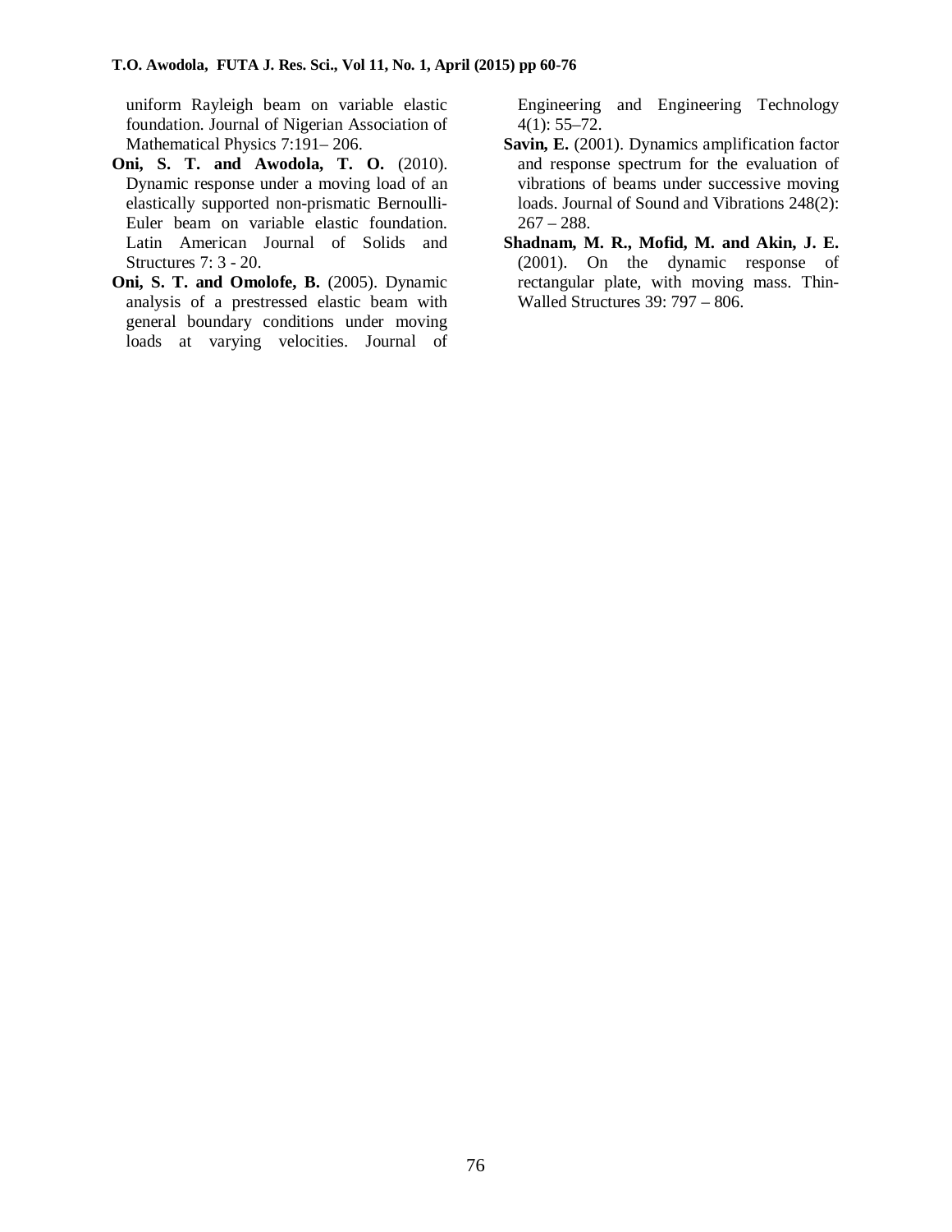uniform Rayleigh beam on variable elastic foundation. Journal of Nigerian Association of Mathematical Physics 7:191– 206.

**Oni, S. T. and Awodola, T. O.** (2010). Dynamic response under a moving load of an elastically supported non-prismatic Bernoulli-Euler beam on variable elastic foundation. Latin American Journal of Solids and Structures 7: 3 - 20.

**Oni, S. T. and Omolofe, B.** (2005). Dynamic analysis of a prestressed elastic beam with general boundary conditions under moving loads at varying velocities. Journal of Engineering and Engineering Technology 4(1): 55–72.

**Savin, E.** (2001). Dynamics amplification factor and response spectrum for the evaluation of vibrations of beams under successive moving loads. Journal of Sound and Vibrations 248(2): 267 – 288.

**Shadnam, M. R., Mofid, M. and Akin, J. E.** (2001). On the dynamic response of rectangular plate, with moving mass. Thin-Walled Structures 39: 797 – 806.